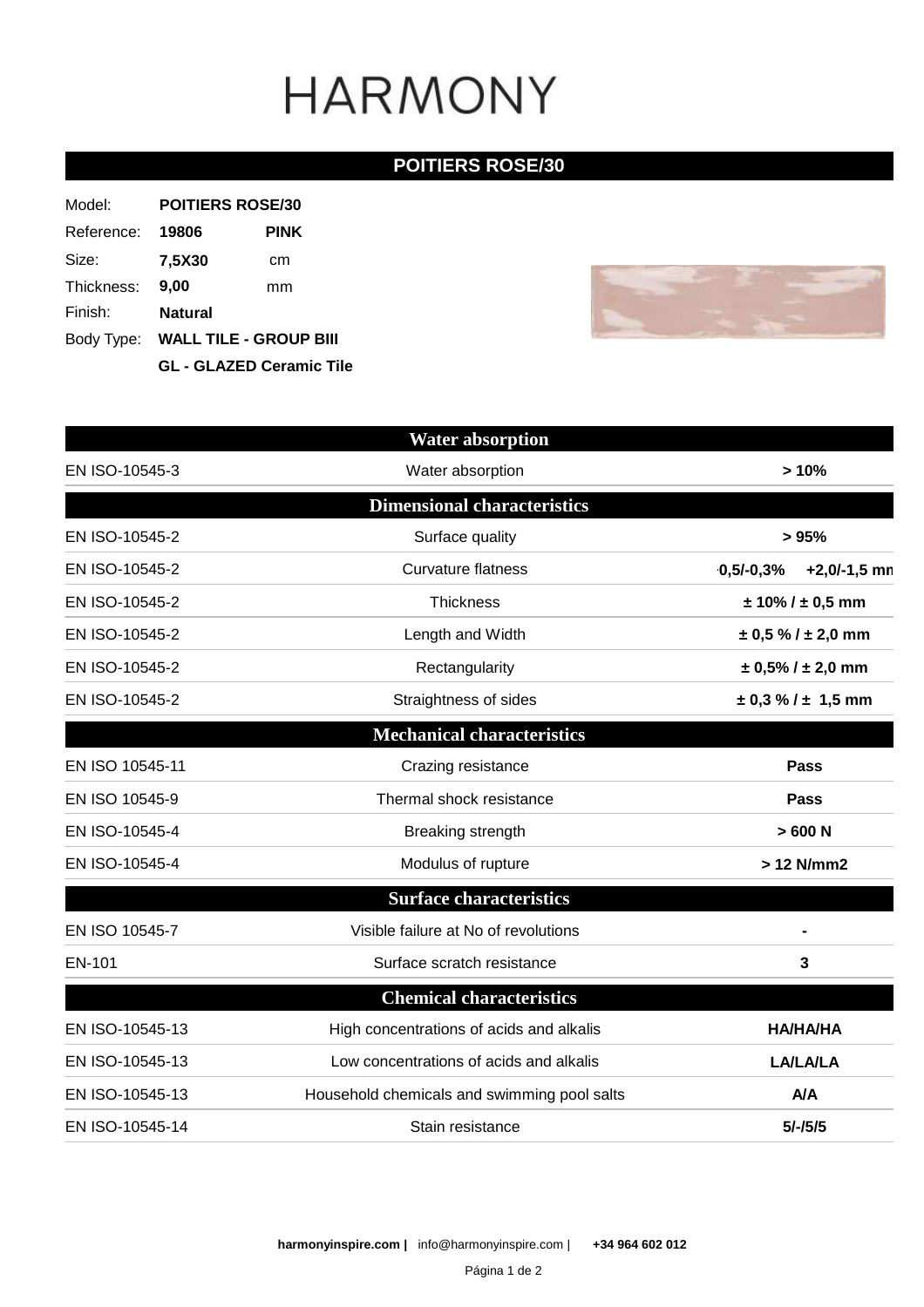# HARMONY

## POITIERS ROSE/30

| | | |
|---|---|---|
| Model: | **POITIERS ROSE/30** | |
| Reference: | **19806** | **PINK** |
| Size: | **7,5X30** | cm |
| Thickness: | **9,00** | mm |
| Finish: | **Natural** | |
| Body Type: | **WALL TILE - GROUP BIII** | |
| | **GL - GLAZED Ceramic Tile** | |

| | | |
|---|---|---|
| **Water absorption** | | |
| EN ISO-10545-3 | Water absorption | **> 10%** |
| **Dimensional characteristics** | | |
| EN ISO-10545-2 | Surface quality | **> 95%** |
| EN ISO-10545-2 | Curvature flatness | **0,5/-0,3% +2,0/-1,5 mm** |
| EN ISO-10545-2 | Thickness | **± 10% / ± 0,5 mm** |
| EN ISO-10545-2 | Length and Width | **± 0,5 % / ± 2,0 mm** |
| EN ISO-10545-2 | Rectangularity | **± 0,5% / ± 2,0 mm** |
| EN ISO-10545-2 | Straightness of sides | **± 0,3 % / ± 1,5 mm** |
| **Mechanical characteristics** | | |
| EN ISO 10545-11 | Crazing resistance | **Pass** |
| EN ISO 10545-9 | Thermal shock resistance | **Pass** |
| EN ISO-10545-4 | Breaking strength | **> 600 N** |
| EN ISO-10545-4 | Modulus of rupture | **> 12 N/mm2** |
| **Surface characteristics** | | |
| EN ISO 10545-7 | Visible failure at No of revolutions | **-** |
| EN-101 | Surface scratch resistance | **3** |
| **Chemical characteristics** | | |
| EN ISO-10545-13 | High concentrations of acids and alkalis | **HA/HA/HA** |
| EN ISO-10545-13 | Low concentrations of acids and alkalis | **LA/LA/LA** |
| EN ISO-10545-13 | Household chemicals and swimming pool salts | **A/A** |
| EN ISO-10545-14 | Stain resistance | **5/-/5/5** |

**harmonyinspire.com |** info@harmonyinspire.com | **+34 964 602 012**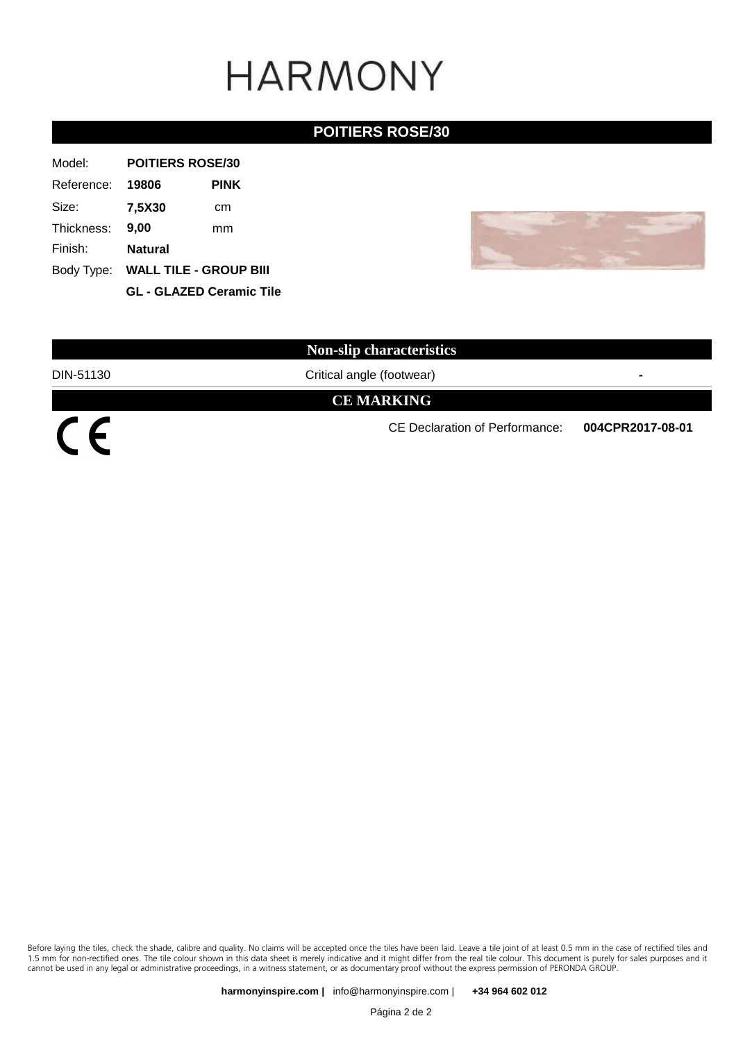# HARMONY

## POITIERS ROSE/30

| | | |
|---|---|---|
| Model: | **POITIERS ROSE/30** | |
| Reference: | **19806** | **PINK** |
| Size: | **7,5X30** | cm |
| Thickness: | **9,00** | mm |
| Finish: | **Natural** | |
| Body Type: | **WALL TILE - GROUP BIII** | |
| | **GL - GLAZED Ceramic Tile** | |

## Non-slip characteristics

| | | |
|---|---|---|
| DIN-51130 | Critical angle (footwear) | **-** |

## CE MARKING

CE

CE Declaration of Performance: **004CPR2017-08-01**

Before laying the tiles, check the shade, calibre and quality. No claims will be accepted once the tiles have been laid. Leave a tile joint of at least 0.5 mm in the case of rectified tiles and 1.5 mm for non-rectified ones. The tile colour shown in this data sheet is merely indicative and it might differ from the real tile colour. This document is purely for sales purposes and it cannot be used in any legal or administrative proceedings, in a witness statement, or as documentary proof without the express permission of PERONDA GROUP.

**harmonyinspire.com |** info@harmonyinspire.com | **+34 964 602 012**